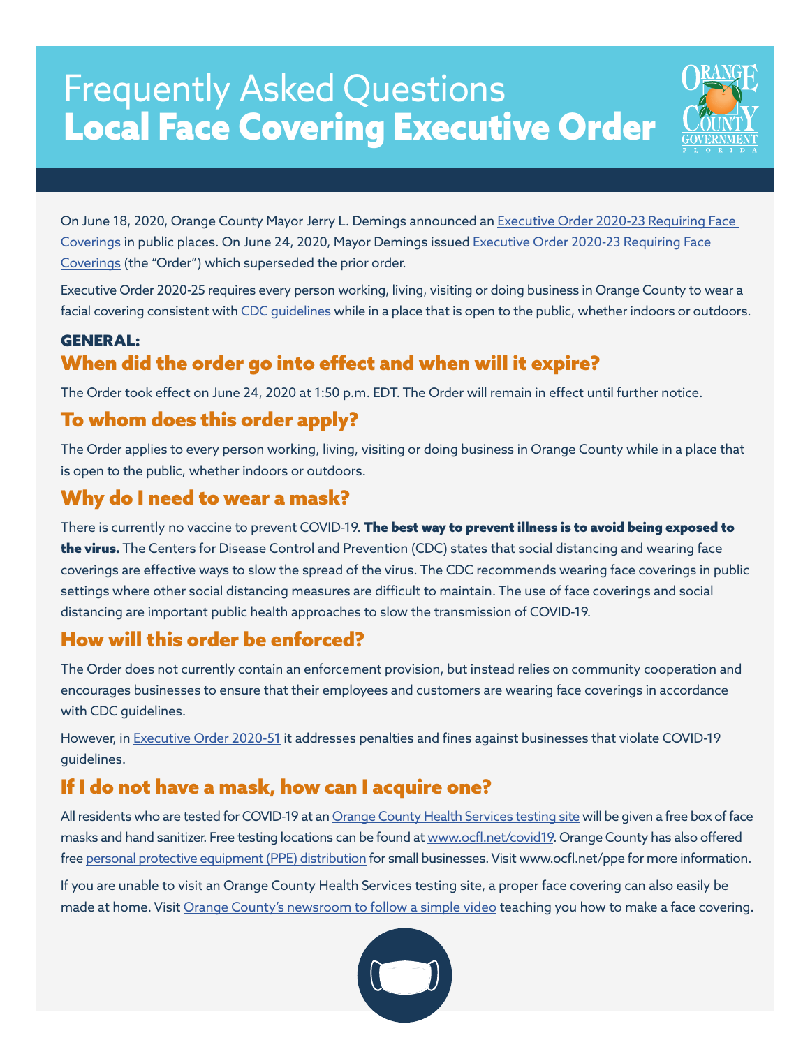# Frequently Asked Questions
# **Local Face Covering Executive Order**

On June 18, 2020, Orange County Mayor Jerry L. Demings announced an Executive Order 2020-23 Requiring Face Coverings in public places. On June 24, 2020, Mayor Demings issued Executive Order 2020-23 Requiring Face Coverings (the "Order") which superseded the prior order.

Executive Order 2020-25 requires every person working, living, visiting or doing business in Orange County to wear a facial covering consistent with CDC guidelines while in a place that is open to the public, whether indoors or outdoors.

### GENERAL:

## When did the order go into effect and when will it expire?

The Order took effect on June 24, 2020 at 1:50 p.m. EDT. The Order will remain in effect until further notice.

## To whom does this order apply?

The Order applies to every person working, living, visiting or doing business in Orange County while in a place that is open to the public, whether indoors or outdoors.

## Why do I need to wear a mask?

There is currently no vaccine to prevent COVID-19. **The best way to prevent illness is to avoid being exposed to the virus.** The Centers for Disease Control and Prevention (CDC) states that social distancing and wearing face coverings are effective ways to slow the spread of the virus. The CDC recommends wearing face coverings in public settings where other social distancing measures are difficult to maintain. The use of face coverings and social distancing are important public health approaches to slow the transmission of COVID-19.

## How will this order be enforced?

The Order does not currently contain an enforcement provision, but instead relies on community cooperation and encourages businesses to ensure that their employees and customers are wearing face coverings in accordance with CDC guidelines.

However, in Executive Order 2020-51 it addresses penalties and fines against businesses that violate COVID-19 guidelines.

## If I do not have a mask, how can I acquire one?

All residents who are tested for COVID-19 at an Orange County Health Services testing site will be given a free box of face masks and hand sanitizer. Free testing locations can be found at www.ocfl.net/covid19. Orange County has also offered free personal protective equipment (PPE) distribution for small businesses. Visit www.ocfl.net/ppe for more information.

If you are unable to visit an Orange County Health Services testing site, a proper face covering can also easily be made at home. Visit Orange County's newsroom to follow a simple video teaching you how to make a face covering.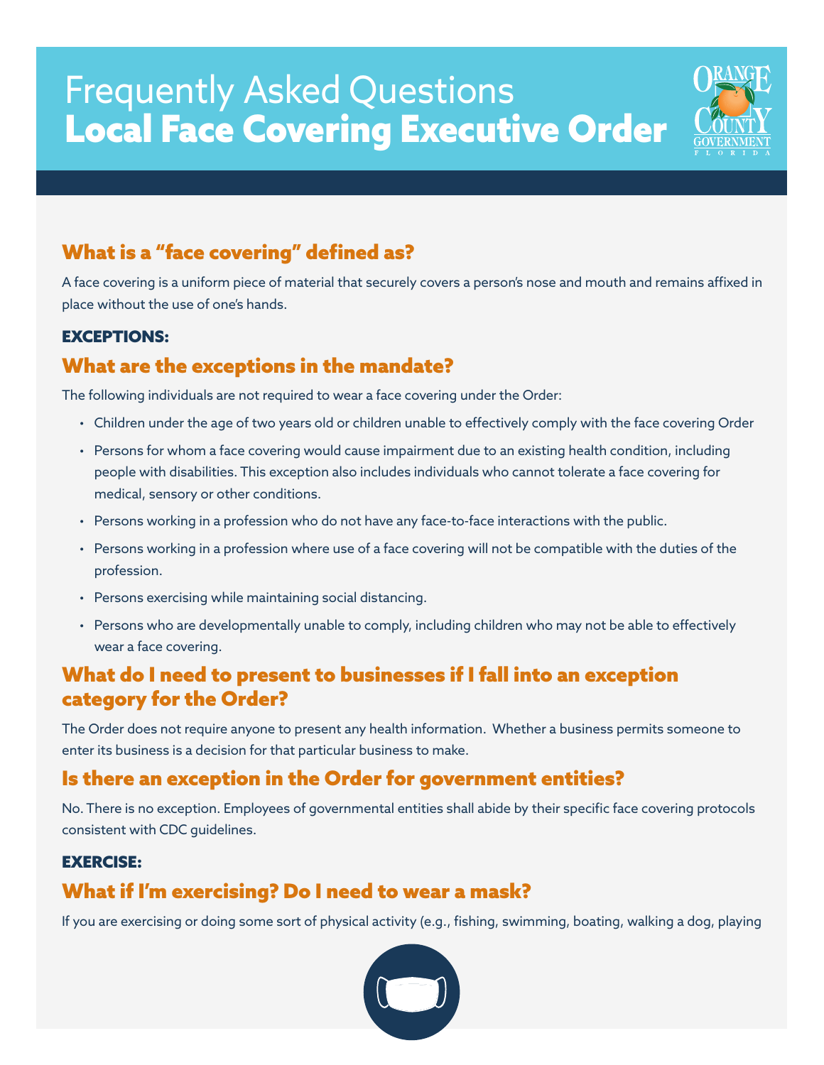# Frequently Asked Questions
# Local Face Covering Executive Order

## What is a "face covering" defined as?

A face covering is a uniform piece of material that securely covers a person's nose and mouth and remains affixed in place without the use of one's hands.

**EXCEPTIONS:**

## What are the exceptions in the mandate?

The following individuals are not required to wear a face covering under the Order:

- Children under the age of two years old or children unable to effectively comply with the face covering Order
- Persons for whom a face covering would cause impairment due to an existing health condition, including people with disabilities. This exception also includes individuals who cannot tolerate a face covering for medical, sensory or other conditions.
- Persons working in a profession who do not have any face-to-face interactions with the public.
- Persons working in a profession where use of a face covering will not be compatible with the duties of the profession.
- Persons exercising while maintaining social distancing.
- Persons who are developmentally unable to comply, including children who may not be able to effectively wear a face covering.

## What do I need to present to businesses if I fall into an exception category for the Order?

The Order does not require anyone to present any health information. Whether a business permits someone to enter its business is a decision for that particular business to make.

## Is there an exception in the Order for government entities?

No. There is no exception. Employees of governmental entities shall abide by their specific face covering protocols consistent with CDC guidelines.

**EXERCISE:**

## What if I'm exercising? Do I need to wear a mask?

If you are exercising or doing some sort of physical activity (e.g., fishing, swimming, boating, walking a dog, playing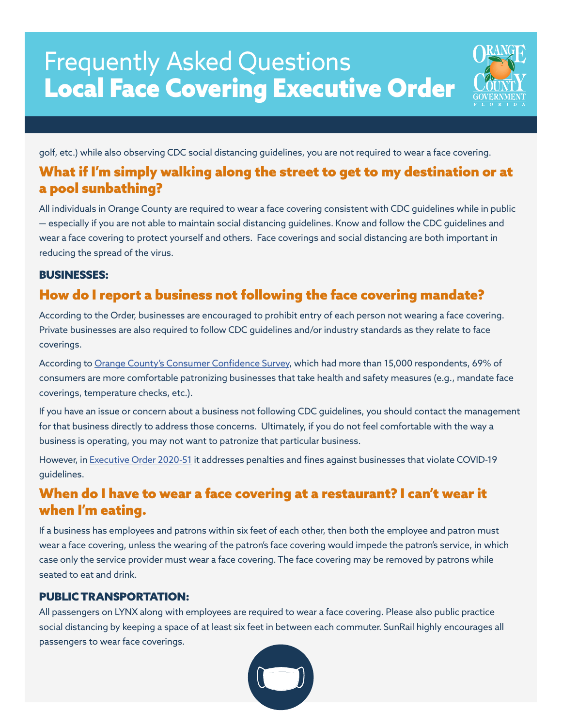golf, etc.) while also observing CDC social distancing guidelines, you are not required to wear a face covering.

## What if I'm simply walking along the street to get to my destination or at a pool sunbathing?

All individuals in Orange County are required to wear a face covering consistent with CDC guidelines while in public — especially if you are not able to maintain social distancing guidelines. Know and follow the CDC guidelines and wear a face covering to protect yourself and others. Face coverings and social distancing are both important in reducing the spread of the virus.

### BUSINESSES:

## How do I report a business not following the face covering mandate?

According to the Order, businesses are encouraged to prohibit entry of each person not wearing a face covering. Private businesses are also required to follow CDC guidelines and/or industry standards as they relate to face coverings.

According to Orange County's Consumer Confidence Survey, which had more than 15,000 respondents, 69% of consumers are more comfortable patronizing businesses that take health and safety measures (e.g., mandate face coverings, temperature checks, etc.).

If you have an issue or concern about a business not following CDC guidelines, you should contact the management for that business directly to address those concerns. Ultimately, if you do not feel comfortable with the way a business is operating, you may not want to patronize that particular business.

However, in Executive Order 2020-51 it addresses penalties and fines against businesses that violate COVID-19 guidelines.

## When do I have to wear a face covering at a restaurant? I can't wear it when I'm eating.

If a business has employees and patrons within six feet of each other, then both the employee and patron must wear a face covering, unless the wearing of the patron's face covering would impede the patron's service, in which case only the service provider must wear a face covering. The face covering may be removed by patrons while seated to eat and drink.

### PUBLIC TRANSPORTATION:

All passengers on LYNX along with employees are required to wear a face covering. Please also public practice social distancing by keeping a space of at least six feet in between each commuter. SunRail highly encourages all passengers to wear face coverings.